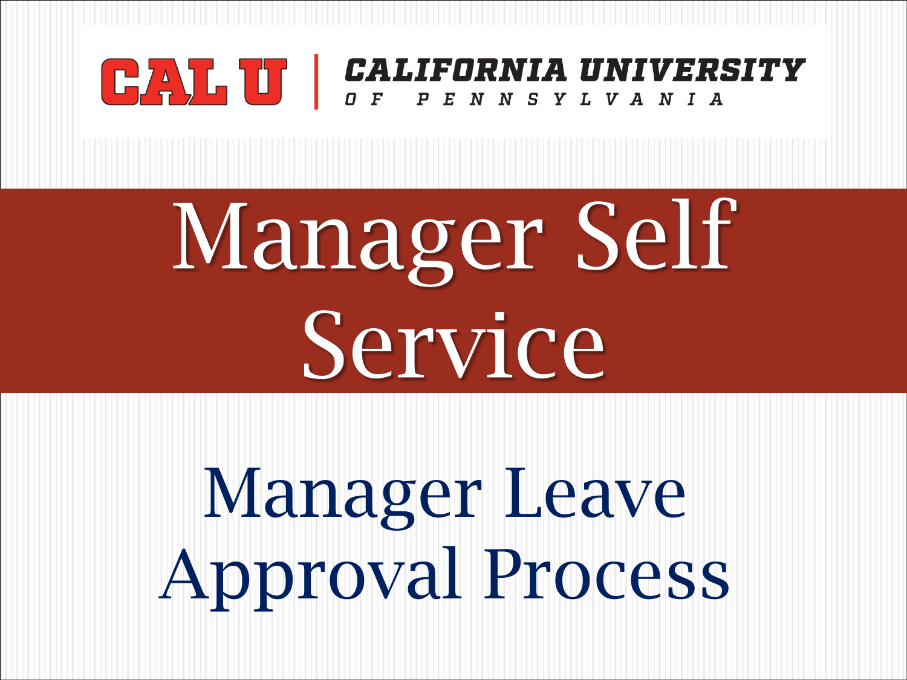CAL U | CALIFORNIA UNIVERSITY OF PENNSYLVANIA

# Manager Self Service

## Manager Leave Approval Process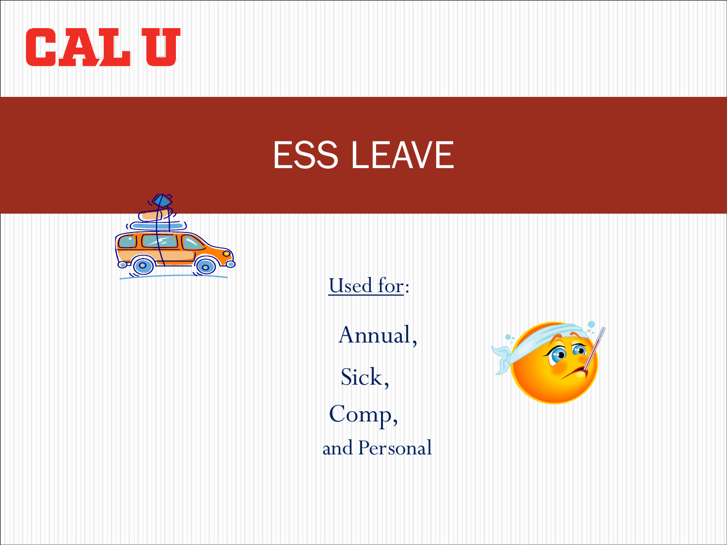CAL U

# ESS LEAVE

Used for:

Annual,

Sick,

Comp,

and Personal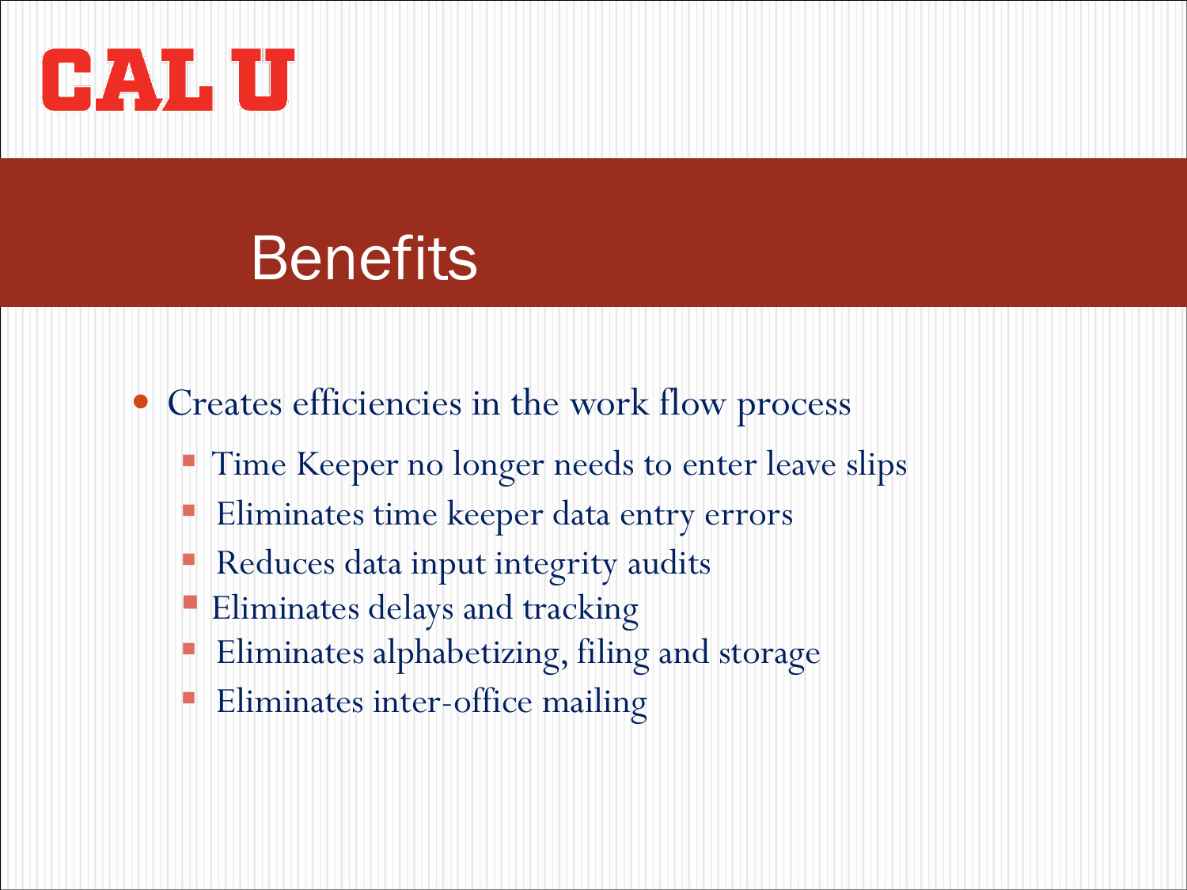# Benefits

- Creates efficiencies in the work flow process
  - Time Keeper no longer needs to enter leave slips
  - Eliminates time keeper data entry errors
  - Reduces data input integrity audits
  - Eliminates delays and tracking
  - Eliminates alphabetizing, filing and storage
  - Eliminates inter-office mailing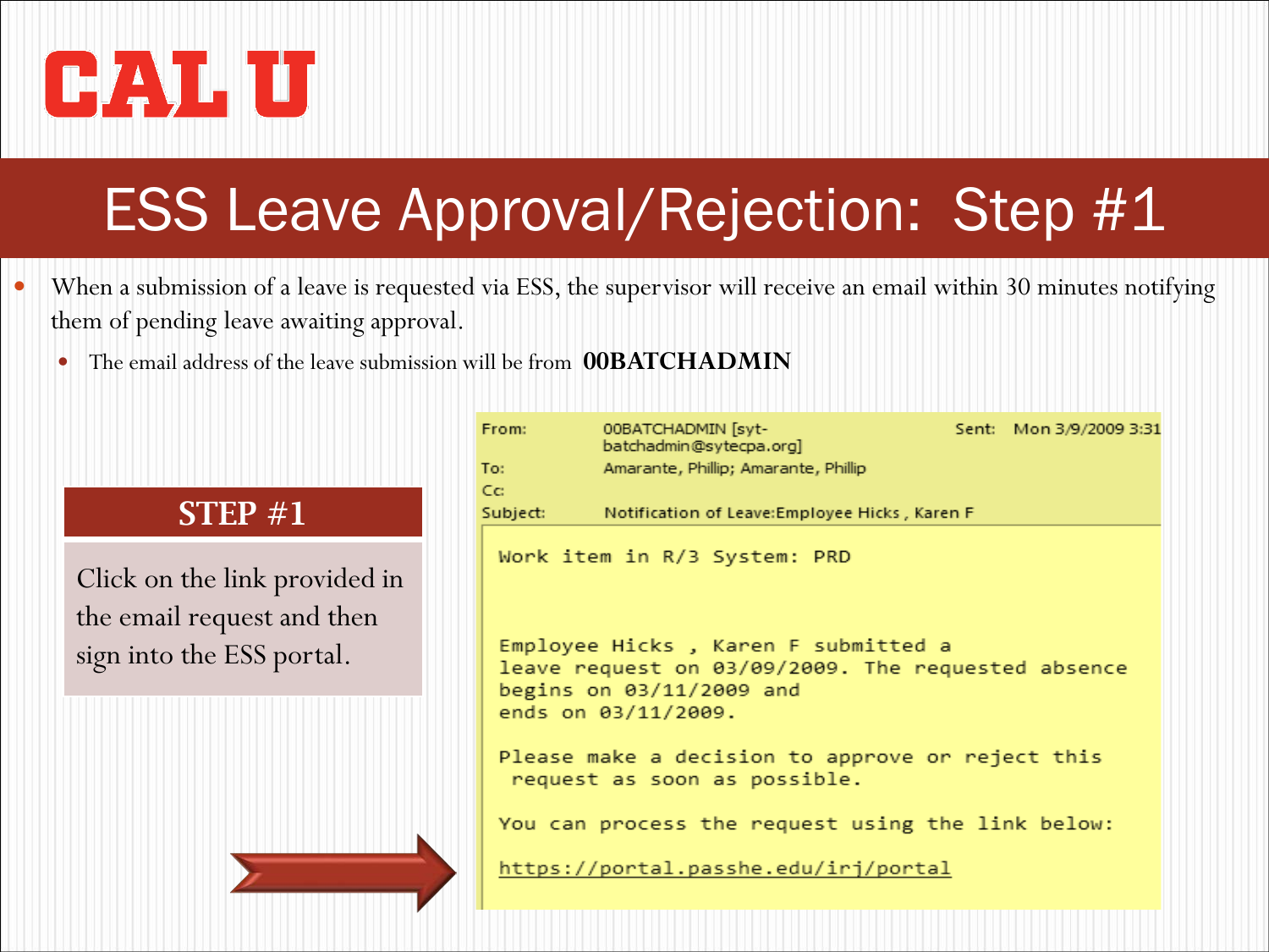CAL U

# ESS Leave Approval/Rejection: Step #1

- When a submission of a leave is requested via ESS, the supervisor will receive an email within 30 minutes notifying them of pending leave awaiting approval.
  - The email address of the leave submission will be from **00BATCHADMIN**

## STEP #1

Click on the link provided in the email request and then sign into the ESS portal.

```
From:     00BATCHADMIN [syt-batchadmin@sytecpa.org]     Sent: Mon 3/9/2009 3:31
To:       Amarante, Phillip; Amarante, Phillip
Cc:
Subject:  Notification of Leave:Employee Hicks , Karen F

Work item in R/3 System: PRD

Employee Hicks , Karen F submitted a
leave request on 03/09/2009. The requested absence
begins on 03/11/2009 and
ends on 03/11/2009.

Please make a decision to approve or reject this
 request as soon as possible.

You can process the request using the link below:

https://portal.passhe.edu/irj/portal
```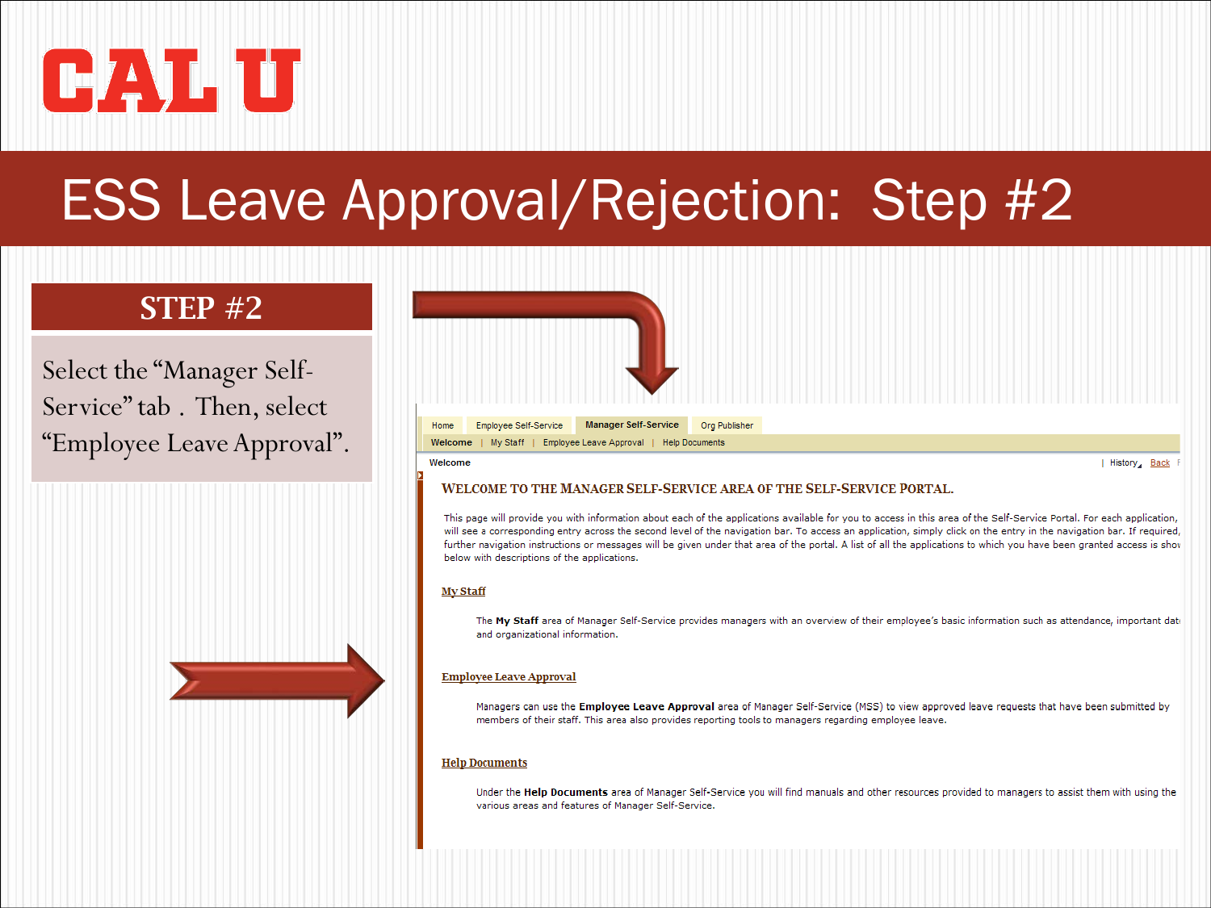# CAL U

## ESS Leave Approval/Rejection: Step #2

### STEP #2

Select the "Manager Self-Service" tab . Then, select "Employee Leave Approval".

Home | Employee Self-Service | Manager Self-Service | Org Publisher

Welcome | My Staff | Employee Leave Approval | Help Documents

Welcome

| History | Back

WELCOME TO THE MANAGER SELF-SERVICE AREA OF THE SELF-SERVICE PORTAL.

This page will provide you with information about each of the applications available for you to access in this area of the Self-Service Portal. For each application, will see a corresponding entry across the second level of the navigation bar. To access an application, simply click on the entry in the navigation bar. If required, further navigation instructions or messages will be given under that area of the portal. A list of all the applications to which you have been granted access is show below with descriptions of the applications.

**My Staff**

The **My Staff** area of Manager Self-Service provides managers with an overview of their employee's basic information such as attendance, important dat and organizational information.

**Employee Leave Approval**

Managers can use the **Employee Leave Approval** area of Manager Self-Service (MSS) to view approved leave requests that have been submitted by members of their staff. This area also provides reporting tools to managers regarding employee leave.

**Help Documents**

Under the **Help Documents** area of Manager Self-Service you will find manuals and other resources provided to managers to assist them with using the various areas and features of Manager Self-Service.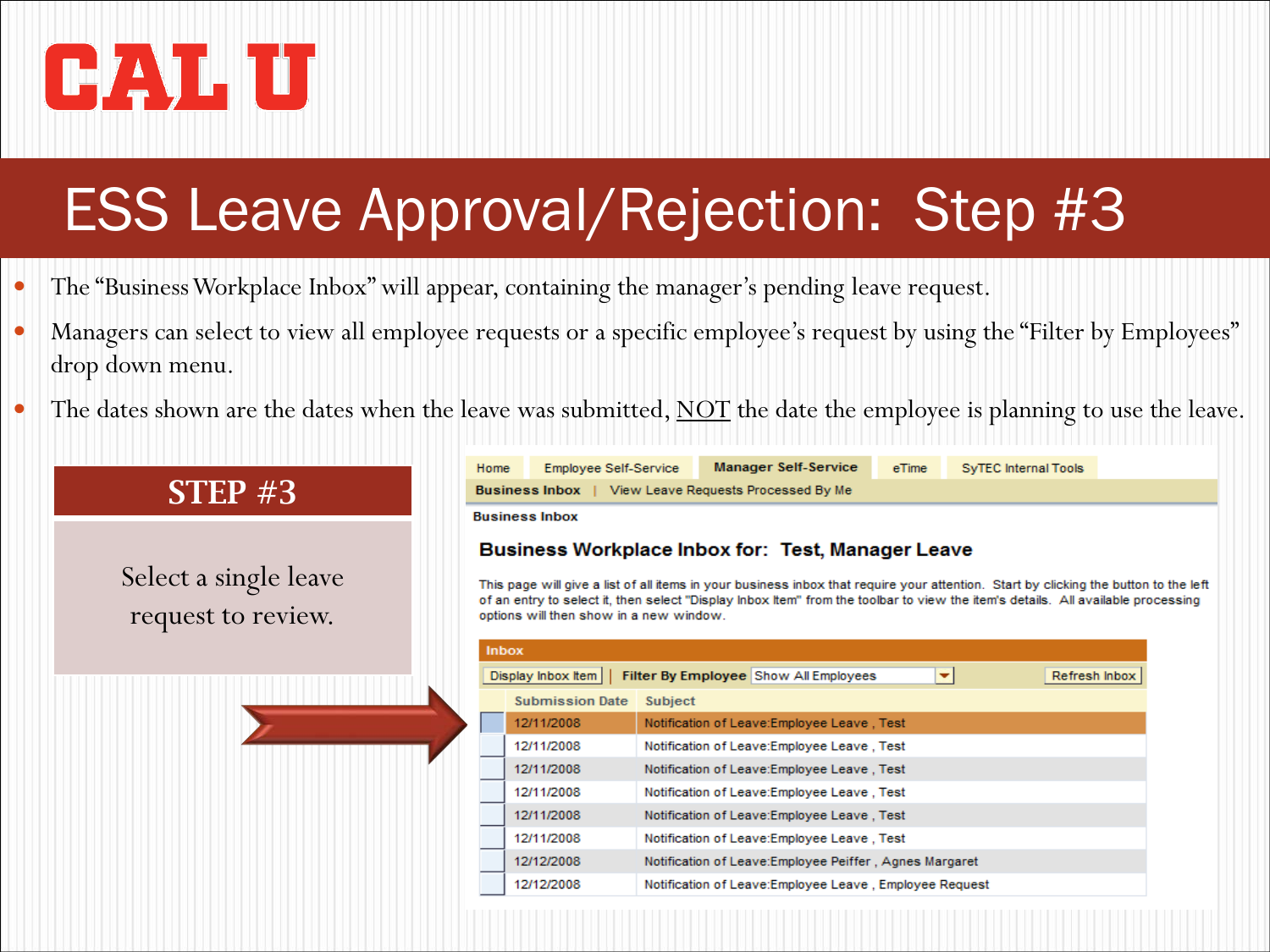# CAL U

## ESS Leave Approval/Rejection: Step #3

- The "Business Workplace Inbox" will appear, containing the manager's pending leave request.
- Managers can select to view all employee requests or a specific employee's request by using the "Filter by Employees" drop down menu.
- The dates shown are the dates when the leave was submitted, NOT the date the employee is planning to use the leave.

### STEP #3

Select a single leave request to review.

Home | Employee Self-Service | **Manager Self-Service** | eTime | SyTEC Internal Tools

**Business Inbox** | View Leave Requests Processed By Me

**Business Inbox**

**Business Workplace Inbox for: Test, Manager Leave**

This page will give a list of all items in your business inbox that require your attention. Start by clicking the button to the left of an entry to select it, then select "Display Inbox Item" from the toolbar to view the item's details. All available processing options will then show in a new window.

**Inbox**

Display Inbox Item | **Filter By Employee** Show All Employees | Refresh Inbox

| Submission Date | Subject |
|---|---|
| 12/11/2008 | Notification of Leave:Employee Leave , Test |
| 12/11/2008 | Notification of Leave:Employee Leave , Test |
| 12/11/2008 | Notification of Leave:Employee Leave , Test |
| 12/11/2008 | Notification of Leave:Employee Leave , Test |
| 12/11/2008 | Notification of Leave:Employee Leave , Test |
| 12/11/2008 | Notification of Leave:Employee Leave , Test |
| 12/12/2008 | Notification of Leave:Employee Peiffer , Agnes Margaret |
| 12/12/2008 | Notification of Leave:Employee Leave , Employee Request |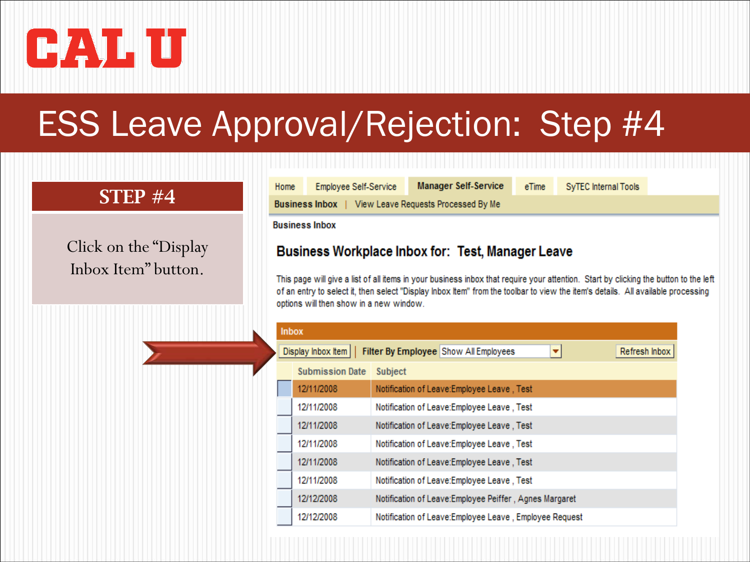CAL U

# ESS Leave Approval/Rejection: Step #4

## STEP #4

Click on the "Display Inbox Item" button.

Home | Employee Self-Service | Manager Self-Service | eTime | SyTEC Internal Tools

Business Inbox | View Leave Requests Processed By Me

Business Inbox

### Business Workplace Inbox for: Test, Manager Leave

This page will give a list of all items in your business inbox that require your attention. Start by clicking the button to the left of an entry to select it, then select "Display Inbox Item" from the toolbar to view the item's details. All available processing options will then show in a new window.

**Inbox**

Display Inbox Item | Filter By Employee: Show All Employees | Refresh Inbox

| Submission Date | Subject |
|---|---|
| 12/11/2008 | Notification of Leave:Employee Leave , Test |
| 12/11/2008 | Notification of Leave:Employee Leave , Test |
| 12/11/2008 | Notification of Leave:Employee Leave , Test |
| 12/11/2008 | Notification of Leave:Employee Leave , Test |
| 12/11/2008 | Notification of Leave:Employee Leave , Test |
| 12/11/2008 | Notification of Leave:Employee Leave , Test |
| 12/12/2008 | Notification of Leave:Employee Peiffer , Agnes Margaret |
| 12/12/2008 | Notification of Leave:Employee Leave , Employee Request |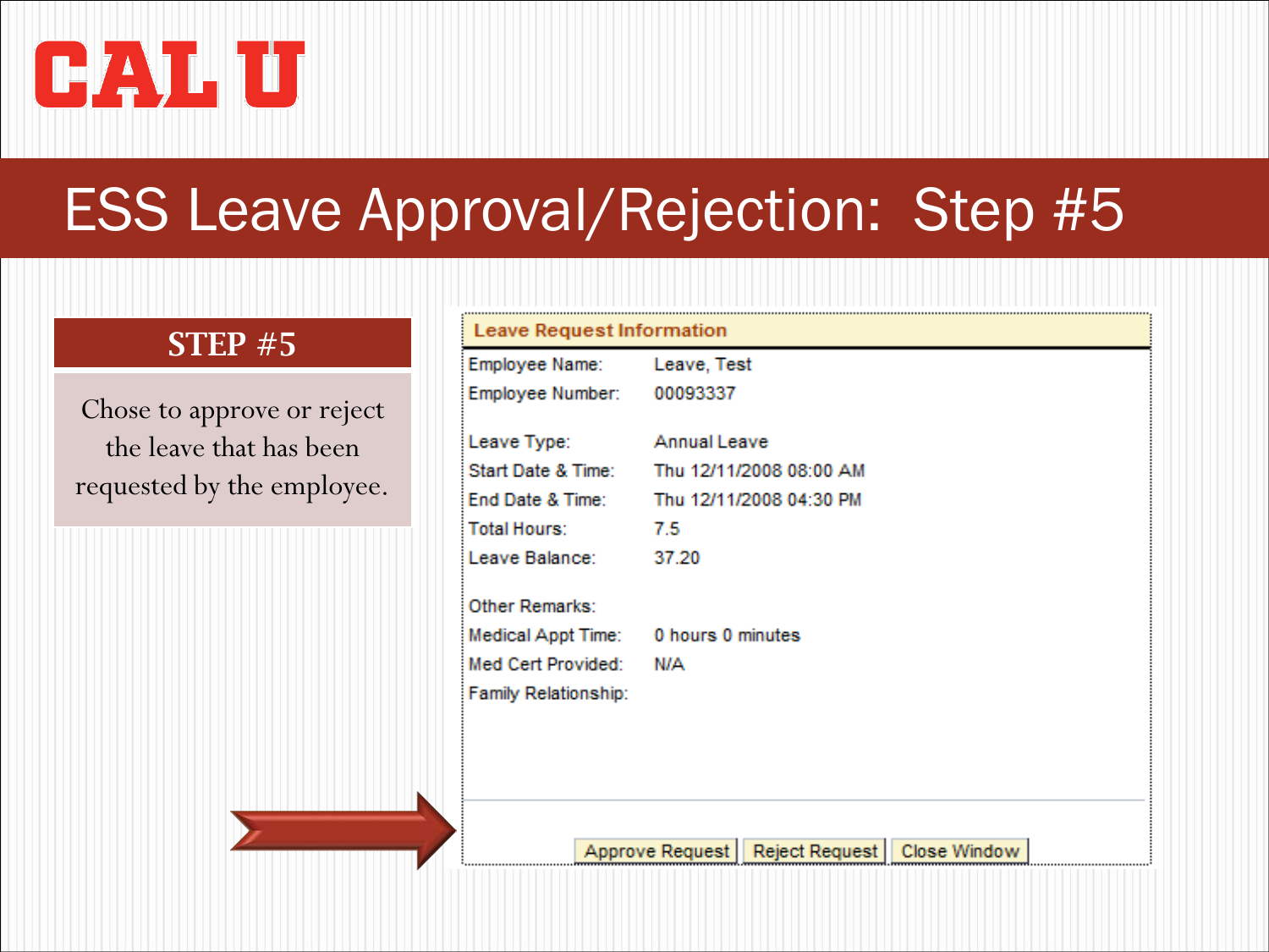# ESS Leave Approval/Rejection: Step #5

## STEP #5

Chose to approve or reject the leave that has been requested by the employee.

**Leave Request Information**

| | |
|---|---|
| Employee Name: | Leave, Test |
| Employee Number: | 00093337 |
| Leave Type: | Annual Leave |
| Start Date & Time: | Thu 12/11/2008 08:00 AM |
| End Date & Time: | Thu 12/11/2008 04:30 PM |
| Total Hours: | 7.5 |
| Leave Balance: | 37.20 |
| Other Remarks: | |
| Medical Appt Time: | 0 hours 0 minutes |
| Med Cert Provided: | N/A |
| Family Relationship: | |

Approve Request | Reject Request | Close Window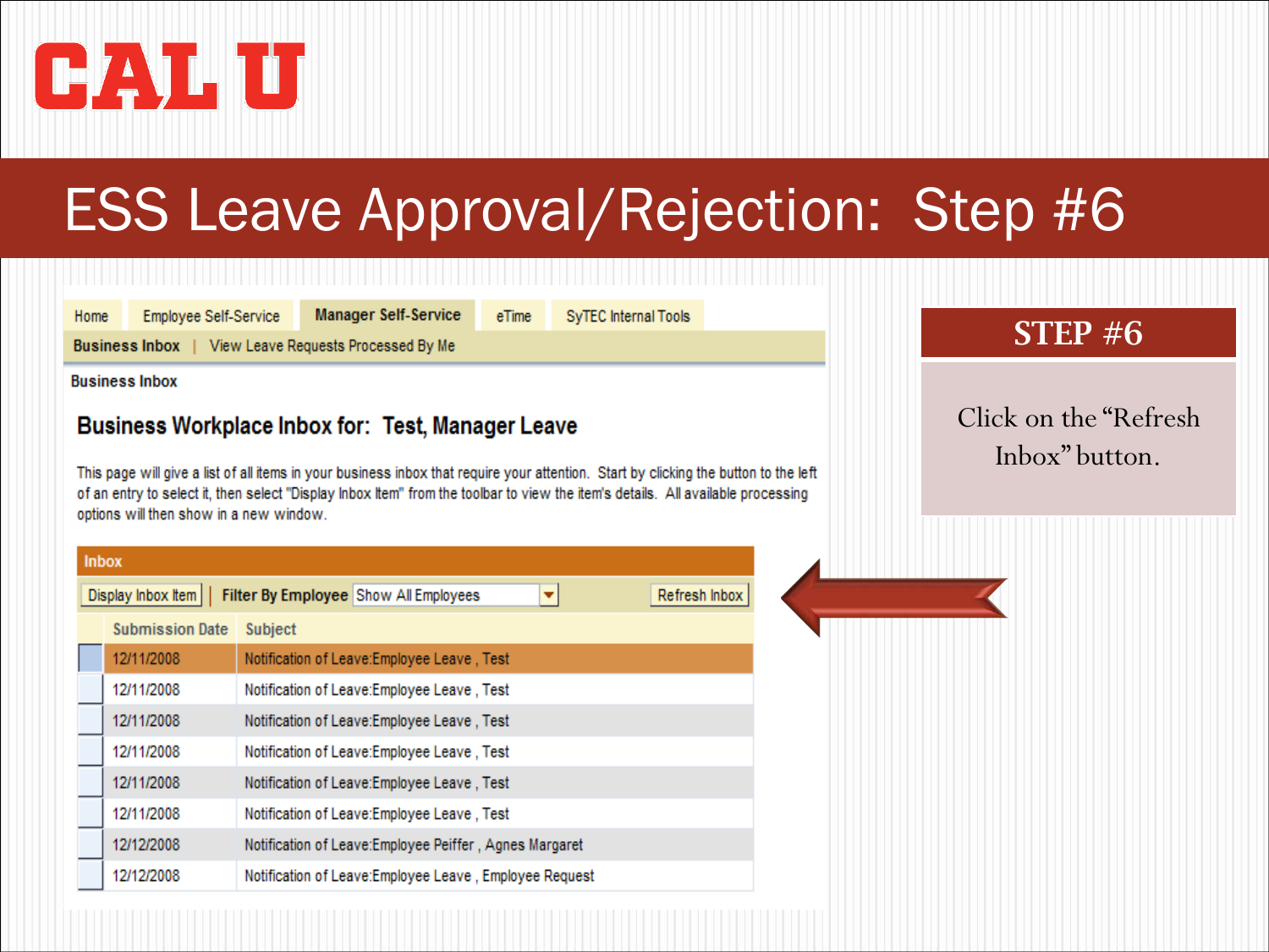CAL U

# ESS Leave Approval/Rejection: Step #6

Home | Employee Self-Service | Manager Self-Service | eTime | SyTEC Internal Tools

Business Inbox | View Leave Requests Processed By Me

Business Inbox

## Business Workplace Inbox for: Test, Manager Leave

This page will give a list of all items in your business inbox that require your attention. Start by clicking the button to the left of an entry to select it, then select "Display Inbox Item" from the toolbar to view the item's details. All available processing options will then show in a new window.

**Inbox**

Display Inbox Item | Filter By Employee Show All Employees | Refresh Inbox

| Submission Date | Subject |
|---|---|
| 12/11/2008 | Notification of Leave:Employee Leave , Test |
| 12/11/2008 | Notification of Leave:Employee Leave , Test |
| 12/11/2008 | Notification of Leave:Employee Leave , Test |
| 12/11/2008 | Notification of Leave:Employee Leave , Test |
| 12/11/2008 | Notification of Leave:Employee Leave , Test |
| 12/11/2008 | Notification of Leave:Employee Leave , Test |
| 12/12/2008 | Notification of Leave:Employee Peiffer , Agnes Margaret |
| 12/12/2008 | Notification of Leave:Employee Leave , Employee Request |

**STEP #6**

Click on the "Refresh Inbox" button.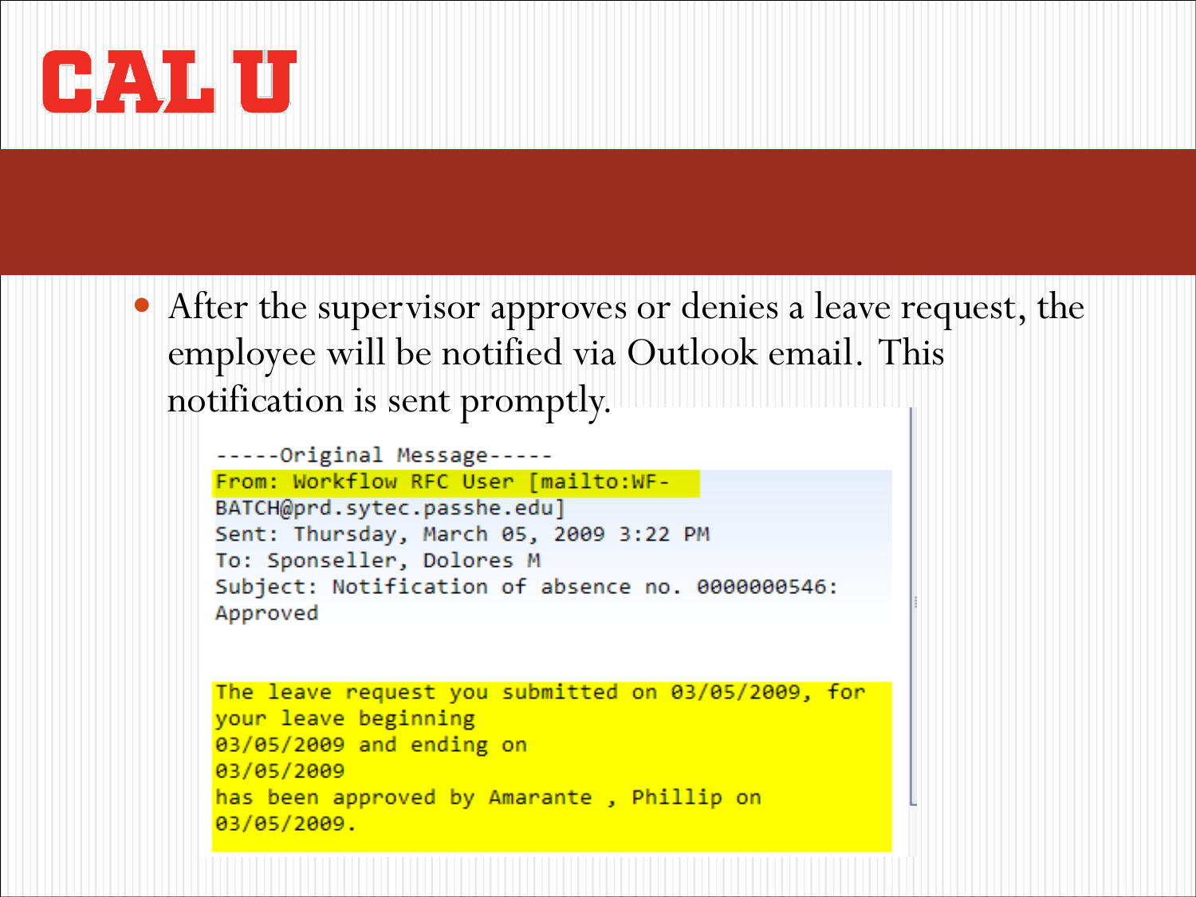- After the supervisor approves or denies a leave request, the employee will be notified via Outlook email. This notification is sent promptly.

```
-----Original Message-----
From: Workflow RFC User [mailto:WF-BATCH@prd.sytec.passhe.edu]
Sent: Thursday, March 05, 2009 3:22 PM
To: Sponseller, Dolores M
Subject: Notification of absence no. 0000000546: Approved


The leave request you submitted on 03/05/2009, for your leave beginning
03/05/2009 and ending on
03/05/2009
has been approved by Amarante , Phillip on
03/05/2009.
```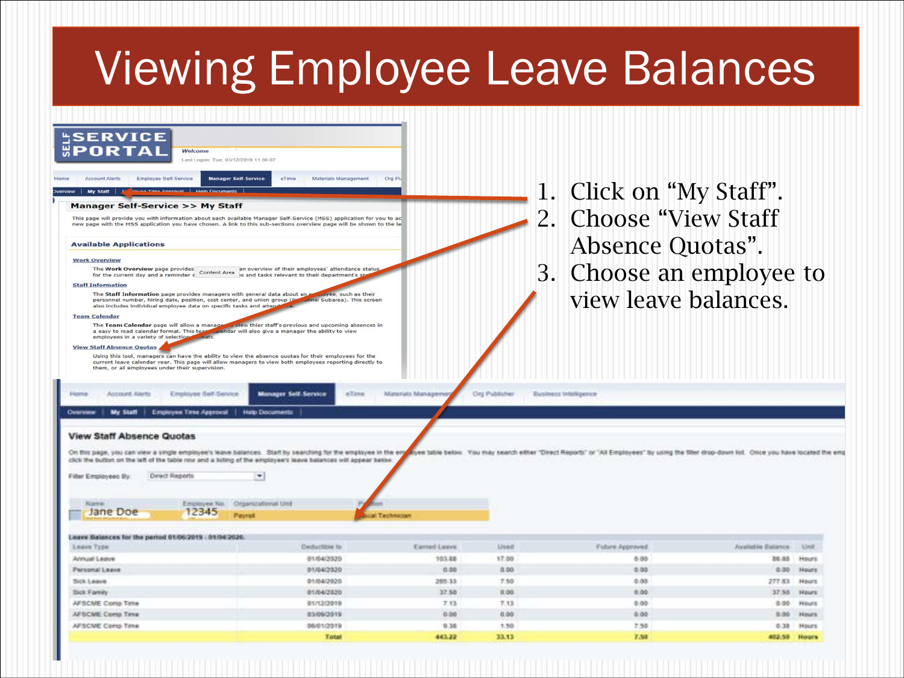# Viewing Employee Leave Balances

1. Click on "My Staff".
2. Choose "View Staff Absence Quotas".
3. Choose an employee to view leave balances.

**Manager Self-Service >> My Staff**

This page will provide you with information about each available Manager Self-Service (MSS) application for you to ac... new page with the MSS application you have chosen. A link to this sub-sections overview page will be shown to the le...

**Available Applications**

**Work Overview**

The **Work Overview** page provides ... an overview of their employees' attendance status for the current day and a reminder o... s and tasks relevant to their department's st...

**Staff Information**

The **Staff Information** page provides managers with general data about an employee, such as their personnel number, hiring date, position, cost center, and union group (Personnel Subarea). This screen also includes individual employee data on specific tasks and attendance.

**Team Calendar**

The **Team Calendar** page will allow a manager to view thier staff's previous and upcoming absences in a easy to read calendar format. This team calendar will also give a manager the ability to view employees in a variety of selection formats.

**View Staff Absence Quotas**

Using this tool, managers can have the ability to view the absence quotas for their employees for the current leave calendar year. This page will allow managers to view both employees reporting directly to them, or all employees under their supervision.

**View Staff Absence Quotas**

On this page, you can view a single employee's leave balances. Start by searching for the employee in the employee table below. You may search either "Direct Reports" or "All Employees" by using the filter drop-down list. Once you have located the em... click the button on the left of the table row and a listing of the employee's leave balances will appear below.

Filter Employees By: Direct Reports

| Name | Employee No. | Organizational Unit | Position |
|---|---|---|---|
| Jane Doe | 12345 | Payroll | ...ical Technician |

**Leave Balances for the period 01/05/2019 - 01/04/2020**

| Leave Type | Deductible to | Earned Leave | Used | Future Approved | Available Balance | Unit |
|---|---|---|---|---|---|---|
| Annual Leave | 01/04/2020 | 103.88 | 17.00 | 0.00 | 86.88 | Hours |
| Personal Leave | 01/04/2020 | 0.00 | 0.00 | 0.00 | 0.00 | Hours |
| Sick Leave | 01/04/2020 | 285.33 | 7.50 | 0.00 | 277.83 | Hours |
| Sick Family | 01/04/2020 | 37.50 | 0.00 | 0.00 | 37.50 | Hours |
| AFSCME Comp Time | 01/12/2019 | 7.13 | 7.13 | 0.00 | 0.00 | Hours |
| AFSCME Comp Time | 03/09/2019 | 0.00 | 0.00 | 0.00 | 0.00 | Hours |
| AFSCME Comp Time | 06/01/2019 | 9.38 | 1.50 | 7.50 | 0.38 | Hours |
| Total | | 443.22 | 33.13 | 7.50 | 402.59 | Hours |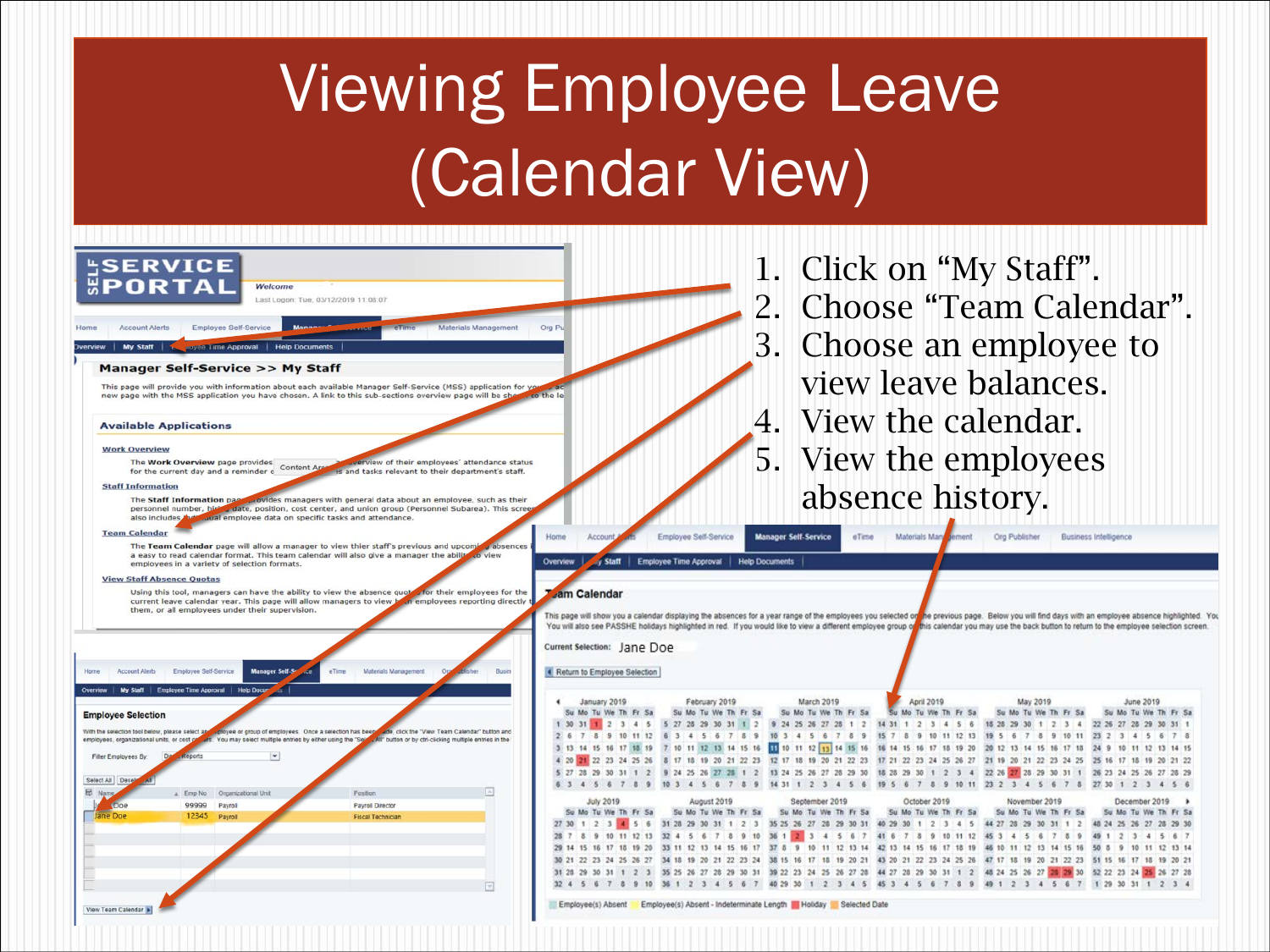# Viewing Employee Leave (Calendar View)

1. Click on “My Staff”.
2. Choose “Team Calendar”.
3. Choose an employee to view leave balances.
4. View the calendar.
5. View the employees absence history.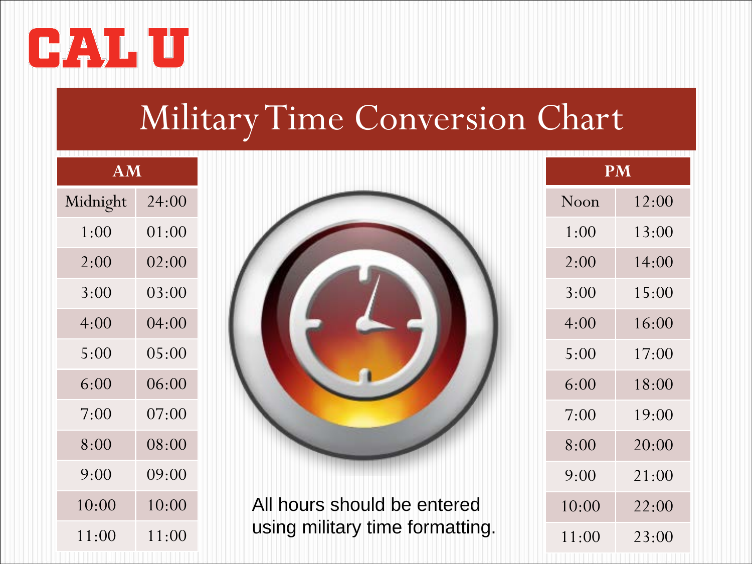CAL U

# Military Time Conversion Chart

| AM | |
|---|---|
| Midnight | 24:00 |
| 1:00 | 01:00 |
| 2:00 | 02:00 |
| 3:00 | 03:00 |
| 4:00 | 04:00 |
| 5:00 | 05:00 |
| 6:00 | 06:00 |
| 7:00 | 07:00 |
| 8:00 | 08:00 |
| 9:00 | 09:00 |
| 10:00 | 10:00 |
| 11:00 | 11:00 |

| PM | |
|---|---|
| Noon | 12:00 |
| 1:00 | 13:00 |
| 2:00 | 14:00 |
| 3:00 | 15:00 |
| 4:00 | 16:00 |
| 5:00 | 17:00 |
| 6:00 | 18:00 |
| 7:00 | 19:00 |
| 8:00 | 20:00 |
| 9:00 | 21:00 |
| 10:00 | 22:00 |
| 11:00 | 23:00 |

All hours should be entered using military time formatting.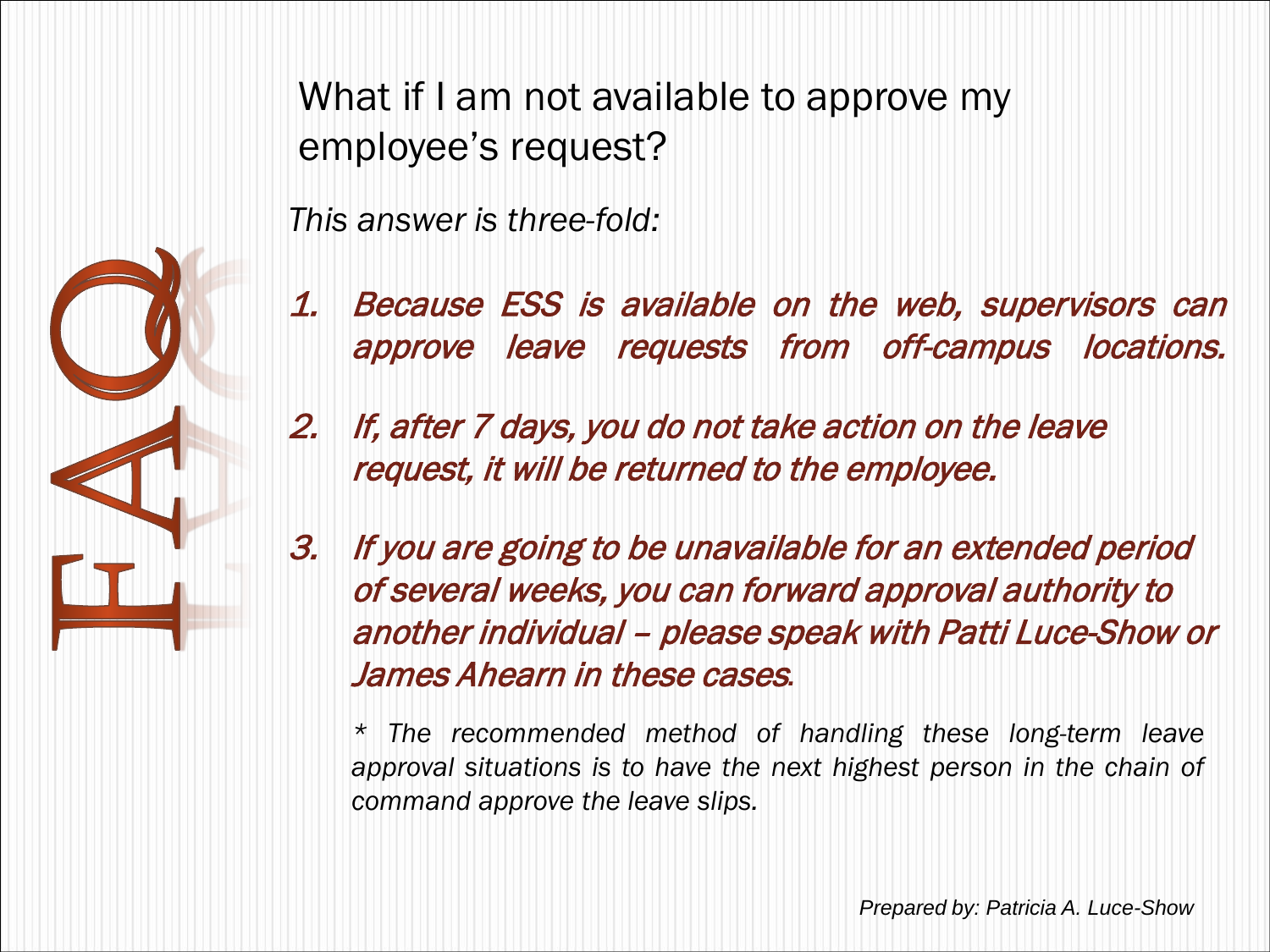# What if I am not available to approve my employee's request?

*This answer is three-fold:*

1. *Because ESS is available on the web, supervisors can approve leave requests from off-campus locations.*

2. *If, after 7 days, you do not take action on the leave request, it will be returned to the employee.*

3. *If you are going to be unavailable for an extended period of several weeks, you can forward approval authority to another individual – please speak with Patti Luce-Show or James Ahearn in these cases.*

   *\* The recommended method of handling these long-term leave approval situations is to have the next highest person in the chain of command approve the leave slips.*

*Prepared by: Patricia A. Luce-Show*